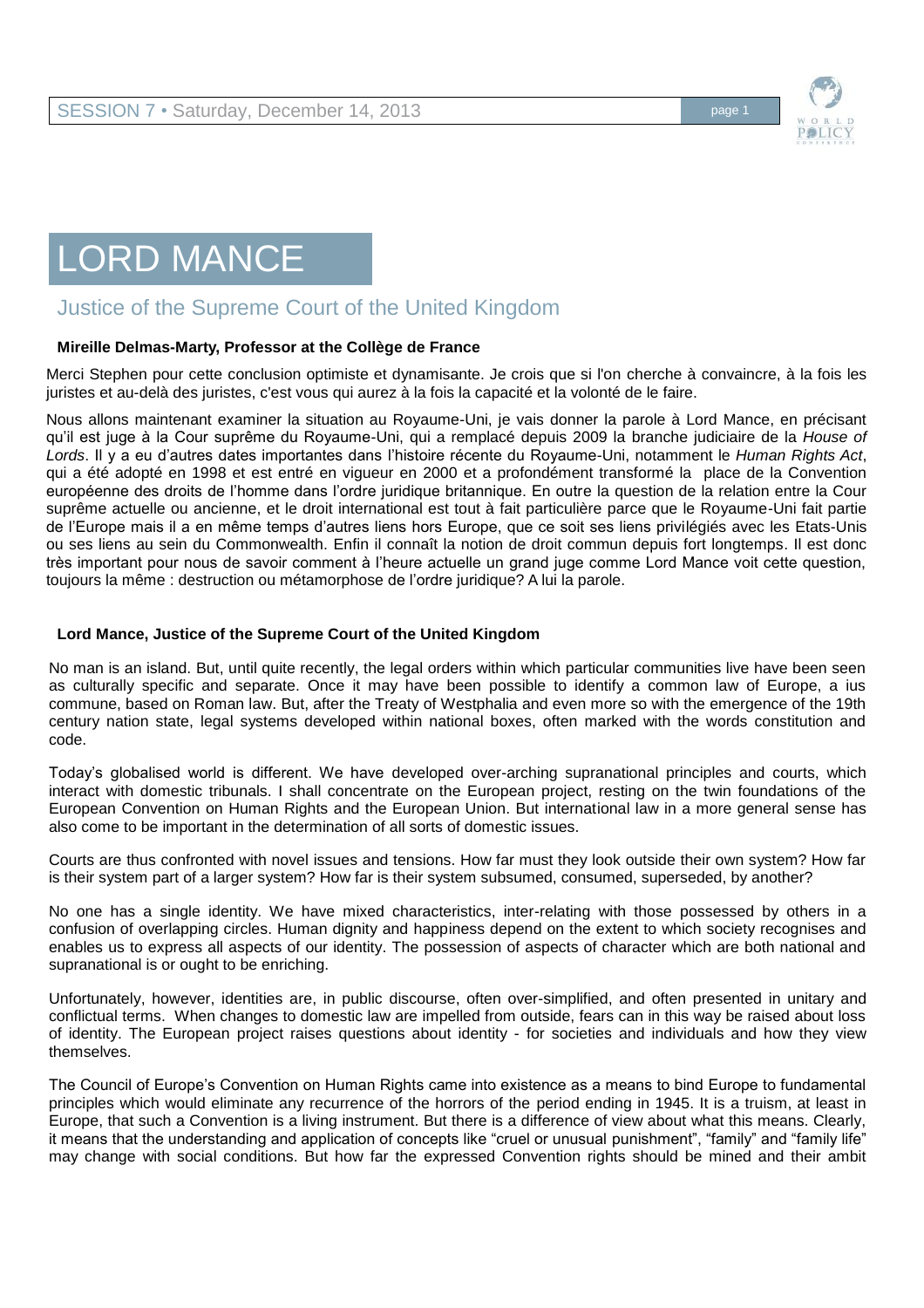# LORD MANCE

## Justice of the Supreme Court of the United Kingdom

**Mireille Delmas-Marty, Professor at the Collège de France**

Merci Stephen pour cette conclusion optimiste et dynamisante. Je crois que si l'on cherche à convaincre, à la fois les juristes et au-delà des juristes, c'est vous qui aurez à la fois la capacité et la volonté de le faire.

Nous allons maintenant examiner la situation au Royaume-Uni, je vais donner la parole à Lord Mance, en précisant qu'il est juge à la Cour suprême du Royaume-Uni, qui a remplacé depuis 2009 la branche judiciaire de la *House of Lords*. Il y a eu d'autres dates importantes dans l'histoire récente du Royaume-Uni, notamment le *Human Rights Act*, qui a été adopté en 1998 et est entré en vigueur en 2000 et a profondément transformé la place de la Convention européenne des droits de l'homme dans l'ordre juridique britannique. En outre la question de la relation entre la Cour suprême actuelle ou ancienne, et le droit international est tout à fait particulière parce que le Royaume-Uni fait partie de l'Europe mais il a en même temps d'autres liens hors Europe, que ce soit ses liens privilégiés avec les Etats-Unis ou ses liens au sein du Commonwealth. Enfin il connaît la notion de droit commun depuis fort longtemps. Il est donc très important pour nous de savoir comment à l'heure actuelle un grand juge comme Lord Mance voit cette question, toujours la même : destruction ou métamorphose de l'ordre juridique? A lui la parole.

**Lord Mance, Justice of the Supreme Court of the United Kingdom**

No man is an island. But, until quite recently, the legal orders within which particular communities live have been seen as culturally specific and separate. Once it may have been possible to identify a common law of Europe, a ius commune, based on Roman law. But, after the Treaty of Westphalia and even more so with the emergence of the 19th century nation state, legal systems developed within national boxes, often marked with the words constitution and code.

Today's globalised world is different. We have developed over-arching supranational principles and courts, which interact with domestic tribunals. I shall concentrate on the European project, resting on the twin foundations of the European Convention on Human Rights and the European Union. But international law in a more general sense has also come to be important in the determination of all sorts of domestic issues.

Courts are thus confronted with novel issues and tensions. How far must they look outside their own system? How far is their system part of a larger system? How far is their system subsumed, consumed, superseded, by another?

No one has a single identity. We have mixed characteristics, inter-relating with those possessed by others in a confusion of overlapping circles. Human dignity and happiness depend on the extent to which society recognises and enables us to express all aspects of our identity. The possession of aspects of character which are both national and supranational is or ought to be enriching.

Unfortunately, however, identities are, in public discourse, often over-simplified, and often presented in unitary and conflictual terms. When changes to domestic law are impelled from outside, fears can in this way be raised about loss of identity. The European project raises questions about identity - for societies and individuals and how they view themselves.

The Council of Europe's Convention on Human Rights came into existence as a means to bind Europe to fundamental principles which would eliminate any recurrence of the horrors of the period ending in 1945. It is a truism, at least in Europe, that such a Convention is a living instrument. But there is a difference of view about what this means. Clearly, it means that the understanding and application of concepts like "cruel or unusual punishment", "family" and "family life" may change with social conditions. But how far the expressed Convention rights should be mined and their ambit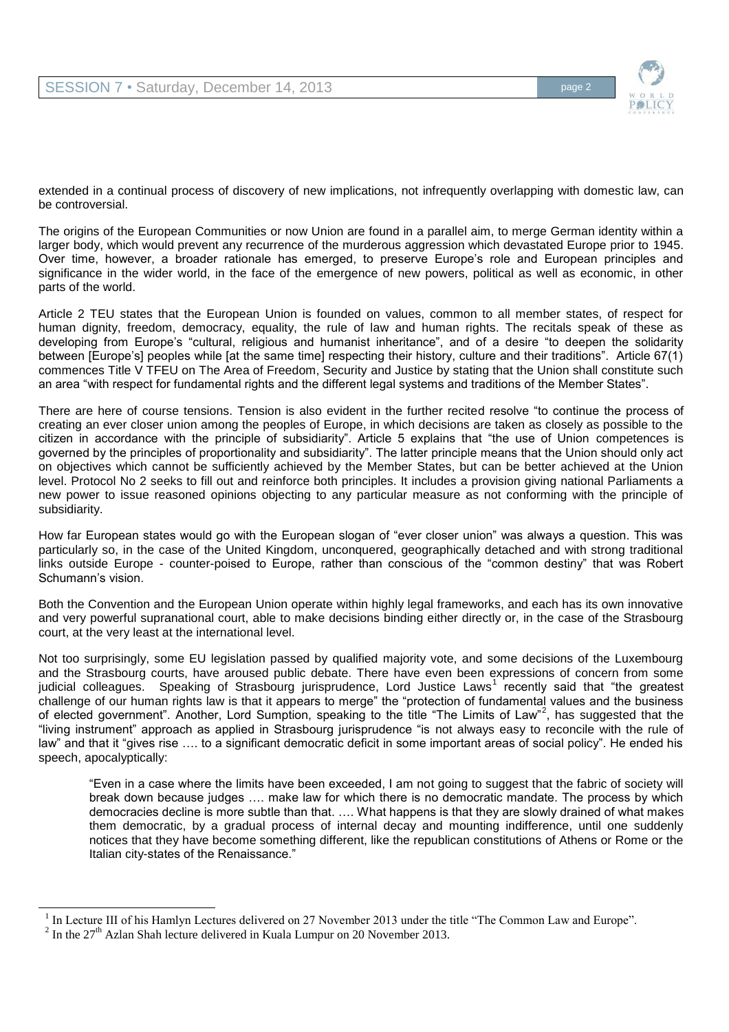extended in a continual process of discovery of new implications, not infrequently overlapping with domestic law, can be controversial.

The origins of the European Communities or now Union are found in a parallel aim, to merge German identity within a larger body, which would prevent any recurrence of the murderous aggression which devastated Europe prior to 1945. Over time, however, a broader rationale has emerged, to preserve Europe's role and European principles and significance in the wider world, in the face of the emergence of new powers, political as well as economic, in other parts of the world.

Article 2 TEU states that the European Union is founded on values, common to all member states, of respect for human dignity, freedom, democracy, equality, the rule of law and human rights. The recitals speak of these as developing from Europe's "cultural, religious and humanist inheritance", and of a desire "to deepen the solidarity between [Europe's] peoples while [at the same time] respecting their history, culture and their traditions". Article 67(1) commences Title V TFEU on The Area of Freedom, Security and Justice by stating that the Union shall constitute such an area "with respect for fundamental rights and the different legal systems and traditions of the Member States".

There are here of course tensions. Tension is also evident in the further recited resolve "to continue the process of creating an ever closer union among the peoples of Europe, in which decisions are taken as closely as possible to the citizen in accordance with the principle of subsidiarity". Article 5 explains that "the use of Union competences is governed by the principles of proportionality and subsidiarity". The latter principle means that the Union should only act on objectives which cannot be sufficiently achieved by the Member States, but can be better achieved at the Union level. Protocol No 2 seeks to fill out and reinforce both principles. It includes a provision giving national Parliaments a new power to issue reasoned opinions objecting to any particular measure as not conforming with the principle of subsidiarity.

How far European states would go with the European slogan of "ever closer union" was always a question. This was particularly so, in the case of the United Kingdom, unconquered, geographically detached and with strong traditional links outside Europe - counter-poised to Europe, rather than conscious of the "common destiny" that was Robert Schumann's vision.

Both the Convention and the European Union operate within highly legal frameworks, and each has its own innovative and very powerful supranational court, able to make decisions binding either directly or, in the case of the Strasbourg court, at the very least at the international level.

Not too surprisingly, some EU legislation passed by qualified majority vote, and some decisions of the Luxembourg and the Strasbourg courts, have aroused public debate. There have even been expressions of concern from some judicial colleagues. Speaking of Strasbourg jurisprudence, Lord Justice Laws[1] recently said that "the greatest challenge of our human rights law is that it appears to merge" the "protection of fundamental values and the business of elected government". Another, Lord Sumption, speaking to the title "The Limits of Law"[2], has suggested that the "living instrument" approach as applied in Strasbourg jurisprudence "is not always easy to reconcile with the rule of law" and that it "gives rise …. to a significant democratic deficit in some important areas of social policy". He ended his speech, apocalyptically:

> "Even in a case where the limits have been exceeded, I am not going to suggest that the fabric of society will break down because judges …. make law for which there is no democratic mandate. The process by which democracies decline is more subtle than that. …. What happens is that they are slowly drained of what makes them democratic, by a gradual process of internal decay and mounting indifference, until one suddenly notices that they have become something different, like the republican constitutions of Athens or Rome or the Italian city-states of the Renaissance."

---

[1] In Lecture III of his Hamlyn Lectures delivered on 27 November 2013 under the title "The Common Law and Europe".

[2] In the 27th Azlan Shah lecture delivered in Kuala Lumpur on 20 November 2013.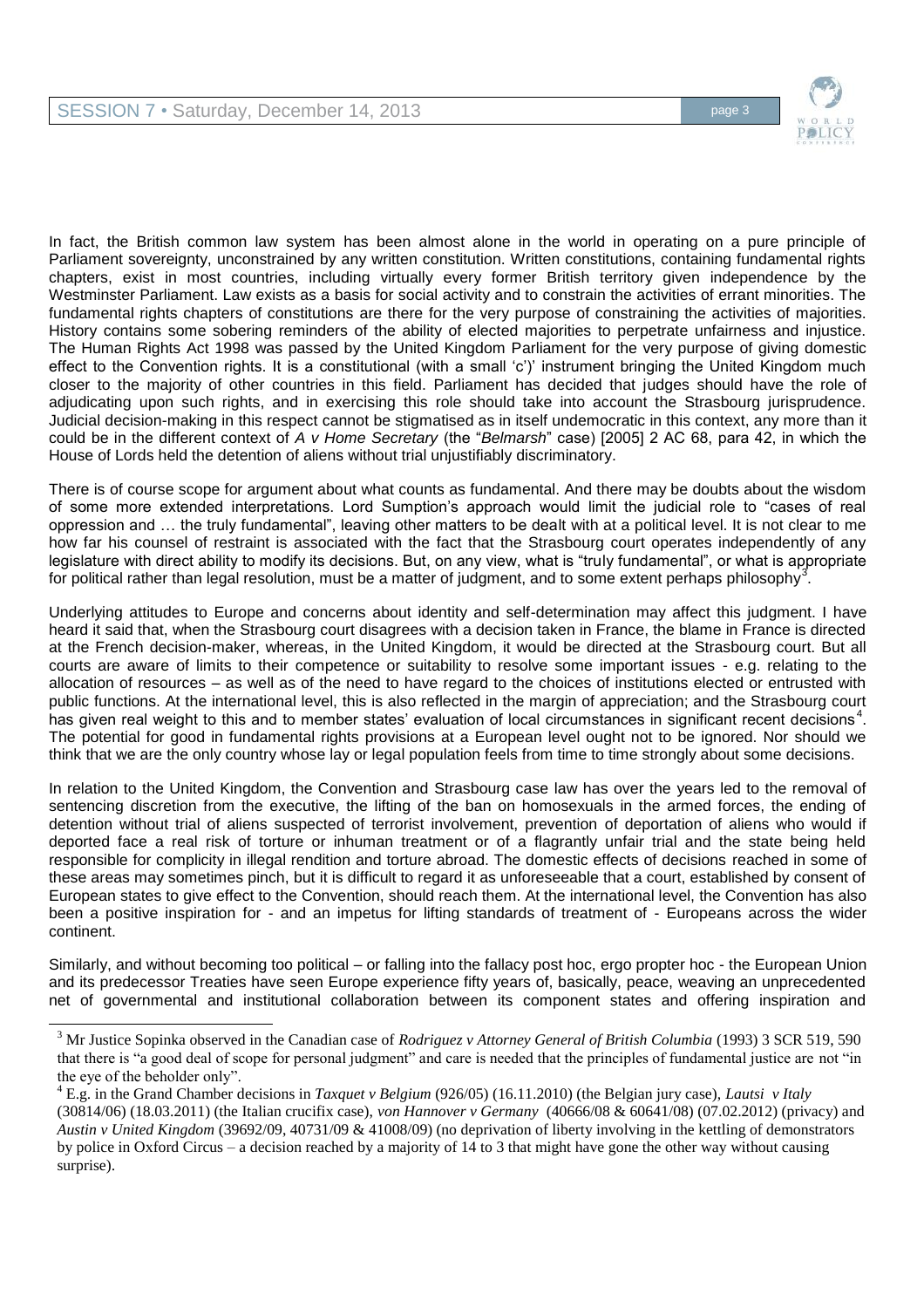In fact, the British common law system has been almost alone in the world in operating on a pure principle of Parliament sovereignty, unconstrained by any written constitution. Written constitutions, containing fundamental rights chapters, exist in most countries, including virtually every former British territory given independence by the Westminster Parliament. Law exists as a basis for social activity and to constrain the activities of errant minorities. The fundamental rights chapters of constitutions are there for the very purpose of constraining the activities of majorities. History contains some sobering reminders of the ability of elected majorities to perpetrate unfairness and injustice. The Human Rights Act 1998 was passed by the United Kingdom Parliament for the very purpose of giving domestic effect to the Convention rights. It is a constitutional (with a small 'c')' instrument bringing the United Kingdom much closer to the majority of other countries in this field. Parliament has decided that judges should have the role of adjudicating upon such rights, and in exercising this role should take into account the Strasbourg jurisprudence. Judicial decision-making in this respect cannot be stigmatised as in itself undemocratic in this context, any more than it could be in the different context of *A v Home Secretary* (the "*Belmarsh*" case) [2005] 2 AC 68, para 42, in which the House of Lords held the detention of aliens without trial unjustifiably discriminatory.

There is of course scope for argument about what counts as fundamental. And there may be doubts about the wisdom of some more extended interpretations. Lord Sumption's approach would limit the judicial role to "cases of real oppression and … the truly fundamental", leaving other matters to be dealt with at a political level. It is not clear to me how far his counsel of restraint is associated with the fact that the Strasbourg court operates independently of any legislature with direct ability to modify its decisions. But, on any view, what is "truly fundamental", or what is appropriate for political rather than legal resolution, must be a matter of judgment, and to some extent perhaps philosophy[3].

Underlying attitudes to Europe and concerns about identity and self-determination may affect this judgment. I have heard it said that, when the Strasbourg court disagrees with a decision taken in France, the blame in France is directed at the French decision-maker, whereas, in the United Kingdom, it would be directed at the Strasbourg court. But all courts are aware of limits to their competence or suitability to resolve some important issues - e.g. relating to the allocation of resources – as well as of the need to have regard to the choices of institutions elected or entrusted with public functions. At the international level, this is also reflected in the margin of appreciation; and the Strasbourg court has given real weight to this and to member states' evaluation of local circumstances in significant recent decisions[4]. The potential for good in fundamental rights provisions at a European level ought not to be ignored. Nor should we think that we are the only country whose lay or legal population feels from time to time strongly about some decisions.

In relation to the United Kingdom, the Convention and Strasbourg case law has over the years led to the removal of sentencing discretion from the executive, the lifting of the ban on homosexuals in the armed forces, the ending of detention without trial of aliens suspected of terrorist involvement, prevention of deportation of aliens who would if deported face a real risk of torture or inhuman treatment or of a flagrantly unfair trial and the state being held responsible for complicity in illegal rendition and torture abroad. The domestic effects of decisions reached in some of these areas may sometimes pinch, but it is difficult to regard it as unforeseeable that a court, established by consent of European states to give effect to the Convention, should reach them. At the international level, the Convention has also been a positive inspiration for - and an impetus for lifting standards of treatment of - Europeans across the wider continent.

Similarly, and without becoming too political – or falling into the fallacy post hoc, ergo propter hoc - the European Union and its predecessor Treaties have seen Europe experience fifty years of, basically, peace, weaving an unprecedented net of governmental and institutional collaboration between its component states and offering inspiration and

---

[3] Mr Justice Sopinka observed in the Canadian case of *Rodriguez v Attorney General of British Columbia* (1993) 3 SCR 519, 590 that there is "a good deal of scope for personal judgment" and care is needed that the principles of fundamental justice are not "in the eye of the beholder only".

[4] E.g. in the Grand Chamber decisions in *Taxquet v Belgium* (926/05) (16.11.2010) (the Belgian jury case), *Lautsi v Italy* (30814/06) (18.03.2011) (the Italian crucifix case), *von Hannover v Germany* (40666/08 & 60641/08) (07.02.2012) (privacy) and *Austin v United Kingdom* (39692/09, 40731/09 & 41008/09) (no deprivation of liberty involving in the kettling of demonstrators by police in Oxford Circus – a decision reached by a majority of 14 to 3 that might have gone the other way without causing surprise).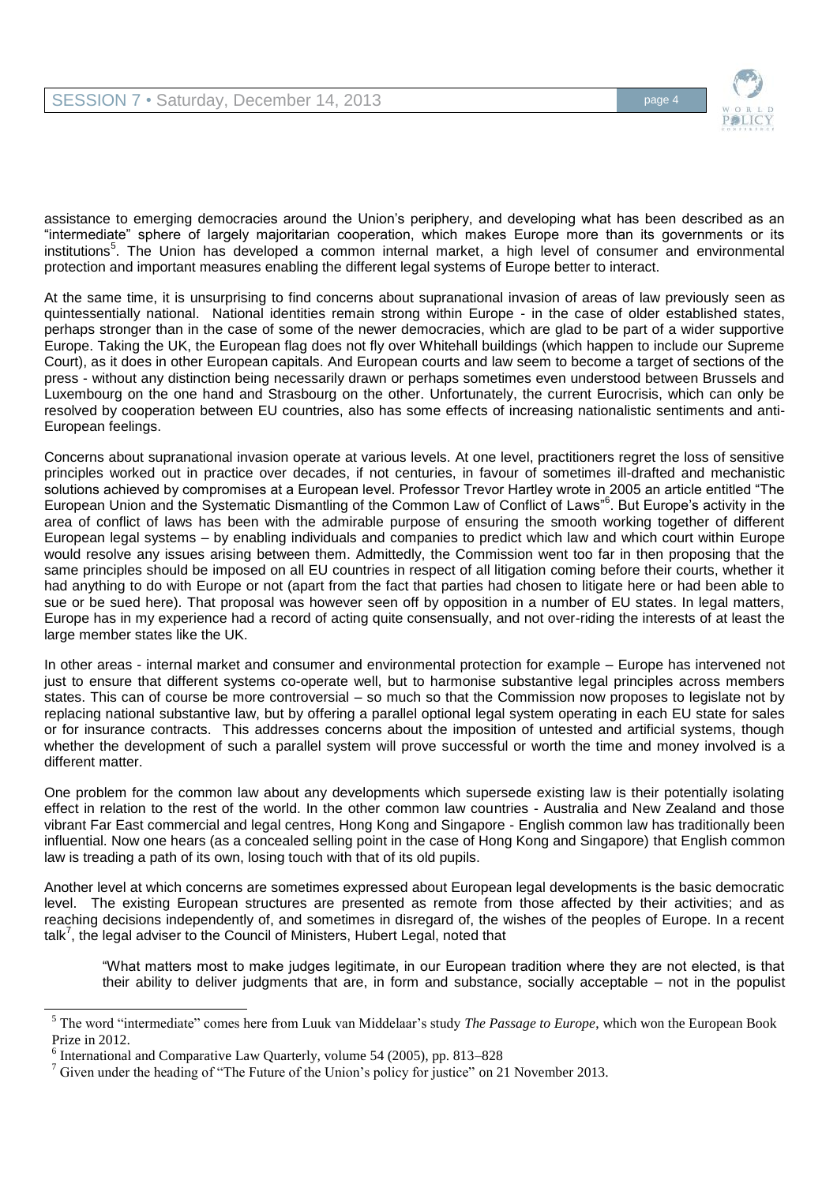assistance to emerging democracies around the Union's periphery, and developing what has been described as an "intermediate" sphere of largely majoritarian cooperation, which makes Europe more than its governments or its institutions[5]. The Union has developed a common internal market, a high level of consumer and environmental protection and important measures enabling the different legal systems of Europe better to interact.

At the same time, it is unsurprising to find concerns about supranational invasion of areas of law previously seen as quintessentially national. National identities remain strong within Europe - in the case of older established states, perhaps stronger than in the case of some of the newer democracies, which are glad to be part of a wider supportive Europe. Taking the UK, the European flag does not fly over Whitehall buildings (which happen to include our Supreme Court), as it does in other European capitals. And European courts and law seem to become a target of sections of the press - without any distinction being necessarily drawn or perhaps sometimes even understood between Brussels and Luxembourg on the one hand and Strasbourg on the other. Unfortunately, the current Eurocrisis, which can only be resolved by cooperation between EU countries, also has some effects of increasing nationalistic sentiments and anti-European feelings.

Concerns about supranational invasion operate at various levels. At one level, practitioners regret the loss of sensitive principles worked out in practice over decades, if not centuries, in favour of sometimes ill-drafted and mechanistic solutions achieved by compromises at a European level. Professor Trevor Hartley wrote in 2005 an article entitled "The European Union and the Systematic Dismantling of the Common Law of Conflict of Laws"[6]. But Europe's activity in the area of conflict of laws has been with the admirable purpose of ensuring the smooth working together of different European legal systems – by enabling individuals and companies to predict which law and which court within Europe would resolve any issues arising between them. Admittedly, the Commission went too far in then proposing that the same principles should be imposed on all EU countries in respect of all litigation coming before their courts, whether it had anything to do with Europe or not (apart from the fact that parties had chosen to litigate here or had been able to sue or be sued here). That proposal was however seen off by opposition in a number of EU states. In legal matters, Europe has in my experience had a record of acting quite consensually, and not over-riding the interests of at least the large member states like the UK.

In other areas - internal market and consumer and environmental protection for example – Europe has intervened not just to ensure that different systems co-operate well, but to harmonise substantive legal principles across members states. This can of course be more controversial – so much so that the Commission now proposes to legislate not by replacing national substantive law, but by offering a parallel optional legal system operating in each EU state for sales or for insurance contracts. This addresses concerns about the imposition of untested and artificial systems, though whether the development of such a parallel system will prove successful or worth the time and money involved is a different matter.

One problem for the common law about any developments which supersede existing law is their potentially isolating effect in relation to the rest of the world. In the other common law countries - Australia and New Zealand and those vibrant Far East commercial and legal centres, Hong Kong and Singapore - English common law has traditionally been influential. Now one hears (as a concealed selling point in the case of Hong Kong and Singapore) that English common law is treading a path of its own, losing touch with that of its old pupils.

Another level at which concerns are sometimes expressed about European legal developments is the basic democratic level. The existing European structures are presented as remote from those affected by their activities; and as reaching decisions independently of, and sometimes in disregard of, the wishes of the peoples of Europe. In a recent talk[7], the legal adviser to the Council of Ministers, Hubert Legal, noted that

> "What matters most to make judges legitimate, in our European tradition where they are not elected, is that their ability to deliver judgments that are, in form and substance, socially acceptable – not in the populist

---

[5] The word "intermediate" comes here from Luuk van Middelaar's study *The Passage to Europe*, which won the European Book Prize in 2012.

[6] International and Comparative Law Quarterly, volume 54 (2005), pp. 813–828

[7] Given under the heading of "The Future of the Union's policy for justice" on 21 November 2013.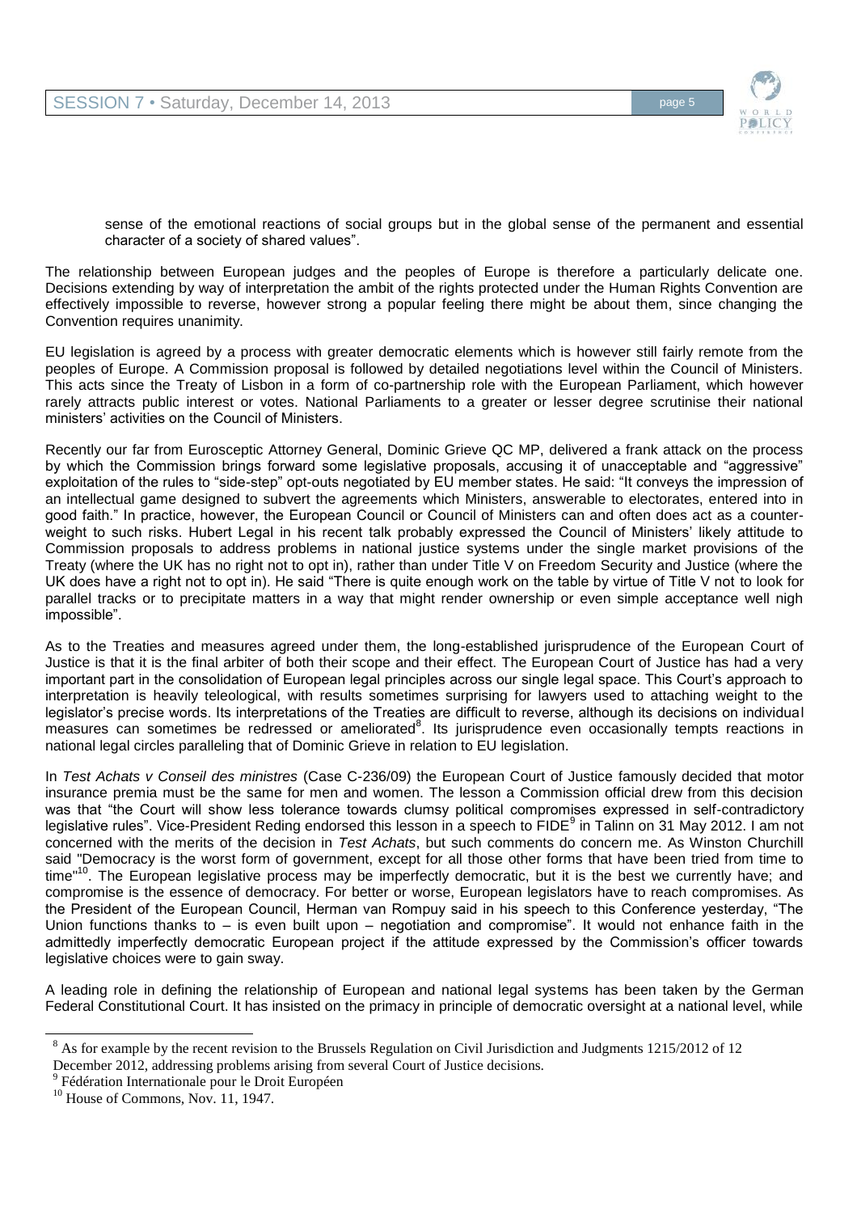sense of the emotional reactions of social groups but in the global sense of the permanent and essential character of a society of shared values".

The relationship between European judges and the peoples of Europe is therefore a particularly delicate one. Decisions extending by way of interpretation the ambit of the rights protected under the Human Rights Convention are effectively impossible to reverse, however strong a popular feeling there might be about them, since changing the Convention requires unanimity.

EU legislation is agreed by a process with greater democratic elements which is however still fairly remote from the peoples of Europe. A Commission proposal is followed by detailed negotiations level within the Council of Ministers. This acts since the Treaty of Lisbon in a form of co-partnership role with the European Parliament, which however rarely attracts public interest or votes. National Parliaments to a greater or lesser degree scrutinise their national ministers' activities on the Council of Ministers.

Recently our far from Eurosceptic Attorney General, Dominic Grieve QC MP, delivered a frank attack on the process by which the Commission brings forward some legislative proposals, accusing it of unacceptable and "aggressive" exploitation of the rules to "side-step" opt-outs negotiated by EU member states. He said: "It conveys the impression of an intellectual game designed to subvert the agreements which Ministers, answerable to electorates, entered into in good faith." In practice, however, the European Council or Council of Ministers can and often does act as a counter-weight to such risks. Hubert Legal in his recent talk probably expressed the Council of Ministers' likely attitude to Commission proposals to address problems in national justice systems under the single market provisions of the Treaty (where the UK has no right not to opt in), rather than under Title V on Freedom Security and Justice (where the UK does have a right not to opt in). He said "There is quite enough work on the table by virtue of Title V not to look for parallel tracks or to precipitate matters in a way that might render ownership or even simple acceptance well nigh impossible".

As to the Treaties and measures agreed under them, the long-established jurisprudence of the European Court of Justice is that it is the final arbiter of both their scope and their effect. The European Court of Justice has had a very important part in the consolidation of European legal principles across our single legal space. This Court's approach to interpretation is heavily teleological, with results sometimes surprising for lawyers used to attaching weight to the legislator's precise words. Its interpretations of the Treaties are difficult to reverse, although its decisions on individual measures can sometimes be redressed or ameliorated[8]. Its jurisprudence even occasionally tempts reactions in national legal circles paralleling that of Dominic Grieve in relation to EU legislation.

In *Test Achats v Conseil des ministres* (Case C-236/09) the European Court of Justice famously decided that motor insurance premia must be the same for men and women. The lesson a Commission official drew from this decision was that "the Court will show less tolerance towards clumsy political compromises expressed in self-contradictory legislative rules". Vice-President Reding endorsed this lesson in a speech to FIDE[9] in Talinn on 31 May 2012. I am not concerned with the merits of the decision in *Test Achats*, but such comments do concern me. As Winston Churchill said "Democracy is the worst form of government, except for all those other forms that have been tried from time to time"[10]. The European legislative process may be imperfectly democratic, but it is the best we currently have; and compromise is the essence of democracy. For better or worse, European legislators have to reach compromises. As the President of the European Council, Herman van Rompuy said in his speech to this Conference yesterday, "The Union functions thanks to – is even built upon – negotiation and compromise". It would not enhance faith in the admittedly imperfectly democratic European project if the attitude expressed by the Commission's officer towards legislative choices were to gain sway.

A leading role in defining the relationship of European and national legal systems has been taken by the German Federal Constitutional Court. It has insisted on the primacy in principle of democratic oversight at a national level, while

[8] As for example by the recent revision to the Brussels Regulation on Civil Jurisdiction and Judgments 1215/2012 of 12 December 2012, addressing problems arising from several Court of Justice decisions.

[9] Fédération Internationale pour le Droit Européen

[10] House of Commons, Nov. 11, 1947.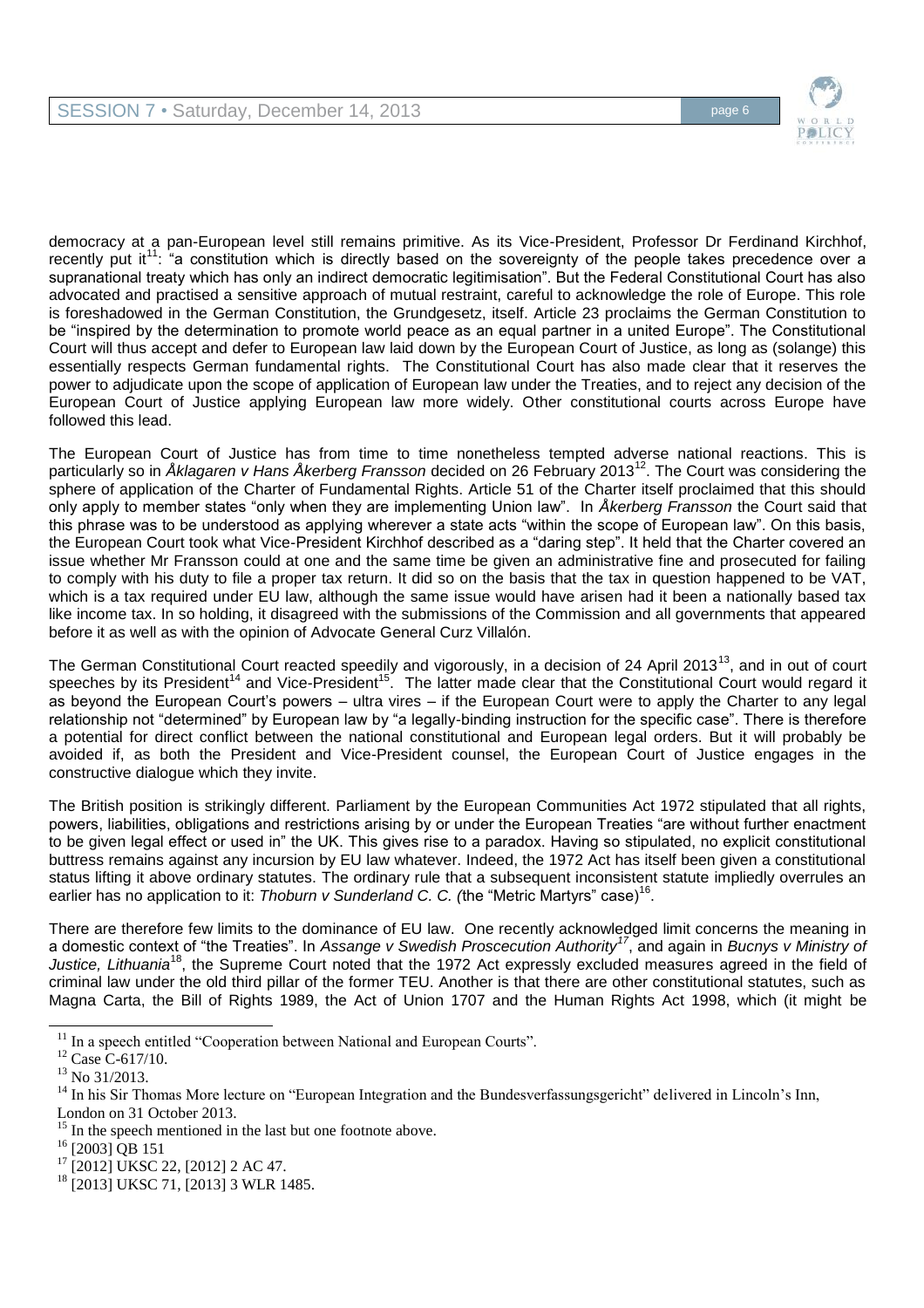democracy at a pan-European level still remains primitive. As its Vice-President, Professor Dr Ferdinand Kirchhof, recently put it[11]: "a constitution which is directly based on the sovereignty of the people takes precedence over a supranational treaty which has only an indirect democratic legitimisation". But the Federal Constitutional Court has also advocated and practised a sensitive approach of mutual restraint, careful to acknowledge the role of Europe. This role is foreshadowed in the German Constitution, the Grundgesetz, itself. Article 23 proclaims the German Constitution to be "inspired by the determination to promote world peace as an equal partner in a united Europe". The Constitutional Court will thus accept and defer to European law laid down by the European Court of Justice, as long as (solange) this essentially respects German fundamental rights. The Constitutional Court has also made clear that it reserves the power to adjudicate upon the scope of application of European law under the Treaties, and to reject any decision of the European Court of Justice applying European law more widely. Other constitutional courts across Europe have followed this lead.

The European Court of Justice has from time to time nonetheless tempted adverse national reactions. This is particularly so in *Åklagaren v Hans Åkerberg Fransson* decided on 26 February 2013[12]. The Court was considering the sphere of application of the Charter of Fundamental Rights. Article 51 of the Charter itself proclaimed that this should only apply to member states "only when they are implementing Union law". In *Åkerberg Fransson* the Court said that this phrase was to be understood as applying wherever a state acts "within the scope of European law". On this basis, the European Court took what Vice-President Kirchhof described as a "daring step". It held that the Charter covered an issue whether Mr Fransson could at one and the same time be given an administrative fine and prosecuted for failing to comply with his duty to file a proper tax return. It did so on the basis that the tax in question happened to be VAT, which is a tax required under EU law, although the same issue would have arisen had it been a nationally based tax like income tax. In so holding, it disagreed with the submissions of the Commission and all governments that appeared before it as well as with the opinion of Advocate General Curz Villalón.

The German Constitutional Court reacted speedily and vigorously, in a decision of 24 April 2013[13], and in out of court speeches by its President[14] and Vice-President[15]. The latter made clear that the Constitutional Court would regard it as beyond the European Court's powers – ultra vires – if the European Court were to apply the Charter to any legal relationship not "determined" by European law by "a legally-binding instruction for the specific case". There is therefore a potential for direct conflict between the national constitutional and European legal orders. But it will probably be avoided if, as both the President and Vice-President counsel, the European Court of Justice engages in the constructive dialogue which they invite.

The British position is strikingly different. Parliament by the European Communities Act 1972 stipulated that all rights, powers, liabilities, obligations and restrictions arising by or under the European Treaties "are without further enactment to be given legal effect or used in" the UK. This gives rise to a paradox. Having so stipulated, no explicit constitutional buttress remains against any incursion by EU law whatever. Indeed, the 1972 Act has itself been given a constitutional status lifting it above ordinary statutes. The ordinary rule that a subsequent inconsistent statute impliedly overrules an earlier has no application to it: *Thoburn v Sunderland C. C. (*the "Metric Martyrs" case)[16].

There are therefore few limits to the dominance of EU law. One recently acknowledged limit concerns the meaning in a domestic context of "the Treaties". In *Assange v Swedish Proscecution Authority*[17], and again in *Bucnys v Ministry of Justice, Lithuania*[18], the Supreme Court noted that the 1972 Act expressly excluded measures agreed in the field of criminal law under the old third pillar of the former TEU. Another is that there are other constitutional statutes, such as Magna Carta, the Bill of Rights 1989, the Act of Union 1707 and the Human Rights Act 1998, which (it might be

---

[11] In a speech entitled "Cooperation between National and European Courts".

[12] Case C-617/10.

[13] No 31/2013.

[14] In his Sir Thomas More lecture on "European Integration and the Bundesverfassungsgericht" delivered in Lincoln's Inn, London on 31 October 2013.

[15] In the speech mentioned in the last but one footnote above.

[16] [2003] QB 151

[17] [2012] UKSC 22, [2012] 2 AC 47.

[18] [2013] UKSC 71, [2013] 3 WLR 1485.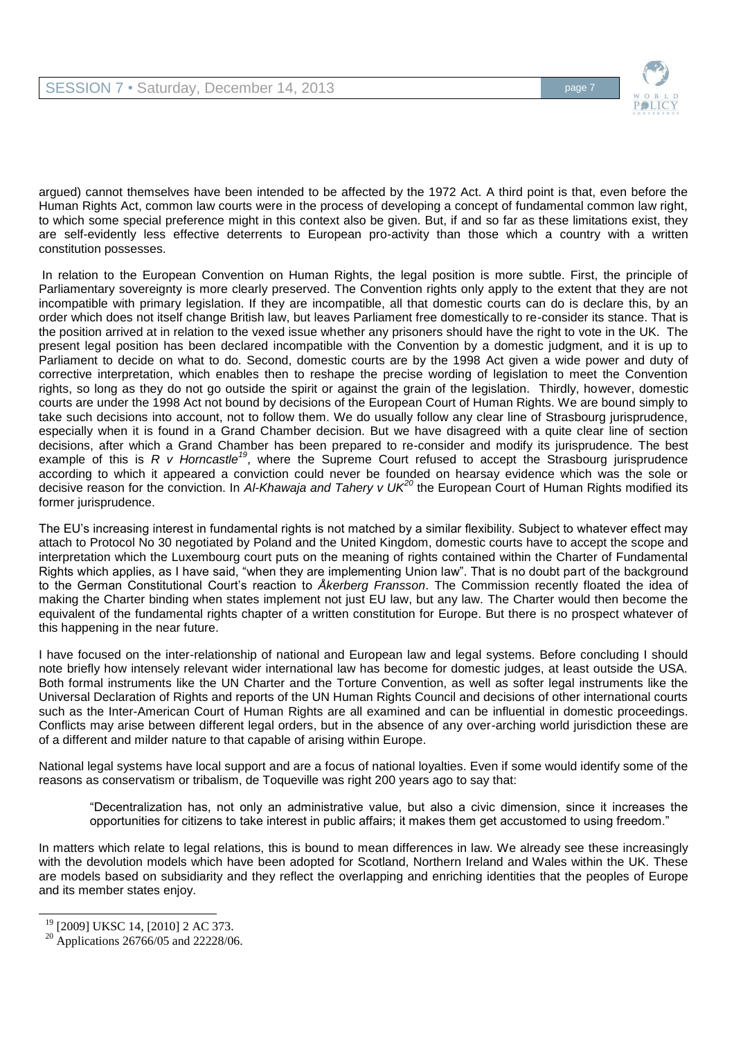argued) cannot themselves have been intended to be affected by the 1972 Act. A third point is that, even before the Human Rights Act, common law courts were in the process of developing a concept of fundamental common law right, to which some special preference might in this context also be given. But, if and so far as these limitations exist, they are self-evidently less effective deterrents to European pro-activity than those which a country with a written constitution possesses.

In relation to the European Convention on Human Rights, the legal position is more subtle. First, the principle of Parliamentary sovereignty is more clearly preserved. The Convention rights only apply to the extent that they are not incompatible with primary legislation. If they are incompatible, all that domestic courts can do is declare this, by an order which does not itself change British law, but leaves Parliament free domestically to re-consider its stance. That is the position arrived at in relation to the vexed issue whether any prisoners should have the right to vote in the UK. The present legal position has been declared incompatible with the Convention by a domestic judgment, and it is up to Parliament to decide on what to do. Second, domestic courts are by the 1998 Act given a wide power and duty of corrective interpretation, which enables then to reshape the precise wording of legislation to meet the Convention rights, so long as they do not go outside the spirit or against the grain of the legislation. Thirdly, however, domestic courts are under the 1998 Act not bound by decisions of the European Court of Human Rights. We are bound simply to take such decisions into account, not to follow them. We do usually follow any clear line of Strasbourg jurisprudence, especially when it is found in a Grand Chamber decision. But we have disagreed with a quite clear line of section decisions, after which a Grand Chamber has been prepared to re-consider and modify its jurisprudence. The best example of this is *R v Horncastle*[19], where the Supreme Court refused to accept the Strasbourg jurisprudence according to which it appeared a conviction could never be founded on hearsay evidence which was the sole or decisive reason for the conviction. In *Al-Khawaja and Tahery v UK*[20] the European Court of Human Rights modified its former jurisprudence.

The EU's increasing interest in fundamental rights is not matched by a similar flexibility. Subject to whatever effect may attach to Protocol No 30 negotiated by Poland and the United Kingdom, domestic courts have to accept the scope and interpretation which the Luxembourg court puts on the meaning of rights contained within the Charter of Fundamental Rights which applies, as I have said, "when they are implementing Union law". That is no doubt part of the background to the German Constitutional Court's reaction to *Åkerberg Fransson*. The Commission recently floated the idea of making the Charter binding when states implement not just EU law, but any law. The Charter would then become the equivalent of the fundamental rights chapter of a written constitution for Europe. But there is no prospect whatever of this happening in the near future.

I have focused on the inter-relationship of national and European law and legal systems. Before concluding I should note briefly how intensely relevant wider international law has become for domestic judges, at least outside the USA. Both formal instruments like the UN Charter and the Torture Convention, as well as softer legal instruments like the Universal Declaration of Rights and reports of the UN Human Rights Council and decisions of other international courts such as the Inter-American Court of Human Rights are all examined and can be influential in domestic proceedings. Conflicts may arise between different legal orders, but in the absence of any over-arching world jurisdiction these are of a different and milder nature to that capable of arising within Europe.

National legal systems have local support and are a focus of national loyalties. Even if some would identify some of the reasons as conservatism or tribalism, de Toqueville was right 200 years ago to say that:

> "Decentralization has, not only an administrative value, but also a civic dimension, since it increases the opportunities for citizens to take interest in public affairs; it makes them get accustomed to using freedom."

In matters which relate to legal relations, this is bound to mean differences in law. We already see these increasingly with the devolution models which have been adopted for Scotland, Northern Ireland and Wales within the UK. These are models based on subsidiarity and they reflect the overlapping and enriching identities that the peoples of Europe and its member states enjoy.

---

[19] [2009] UKSC 14, [2010] 2 AC 373.

[20] Applications 26766/05 and 22228/06.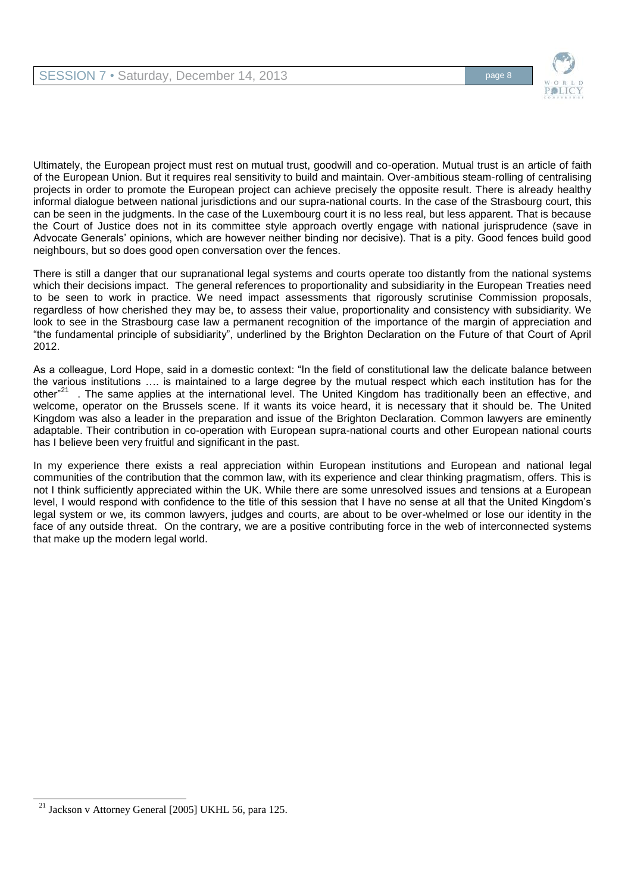Ultimately, the European project must rest on mutual trust, goodwill and co-operation. Mutual trust is an article of faith of the European Union. But it requires real sensitivity to build and maintain. Over-ambitious steam-rolling of centralising projects in order to promote the European project can achieve precisely the opposite result. There is already healthy informal dialogue between national jurisdictions and our supra-national courts. In the case of the Strasbourg court, this can be seen in the judgments. In the case of the Luxembourg court it is no less real, but less apparent. That is because the Court of Justice does not in its committee style approach overtly engage with national jurisprudence (save in Advocate Generals' opinions, which are however neither binding nor decisive). That is a pity. Good fences build good neighbours, but so does good open conversation over the fences.

There is still a danger that our supranational legal systems and courts operate too distantly from the national systems which their decisions impact. The general references to proportionality and subsidiarity in the European Treaties need to be seen to work in practice. We need impact assessments that rigorously scrutinise Commission proposals, regardless of how cherished they may be, to assess their value, proportionality and consistency with subsidiarity. We look to see in the Strasbourg case law a permanent recognition of the importance of the margin of appreciation and "the fundamental principle of subsidiarity", underlined by the Brighton Declaration on the Future of that Court of April 2012.

As a colleague, Lord Hope, said in a domestic context: "In the field of constitutional law the delicate balance between the various institutions …. is maintained to a large degree by the mutual respect which each institution has for the other"[21] . The same applies at the international level. The United Kingdom has traditionally been an effective, and welcome, operator on the Brussels scene. If it wants its voice heard, it is necessary that it should be. The United Kingdom was also a leader in the preparation and issue of the Brighton Declaration. Common lawyers are eminently adaptable. Their contribution in co-operation with European supra-national courts and other European national courts has I believe been very fruitful and significant in the past.

In my experience there exists a real appreciation within European institutions and European and national legal communities of the contribution that the common law, with its experience and clear thinking pragmatism, offers. This is not I think sufficiently appreciated within the UK. While there are some unresolved issues and tensions at a European level, I would respond with confidence to the title of this session that I have no sense at all that the United Kingdom's legal system or we, its common lawyers, judges and courts, are about to be over-whelmed or lose our identity in the face of any outside threat. On the contrary, we are a positive contributing force in the web of interconnected systems that make up the modern legal world.

[21] Jackson v Attorney General [2005] UKHL 56, para 125.